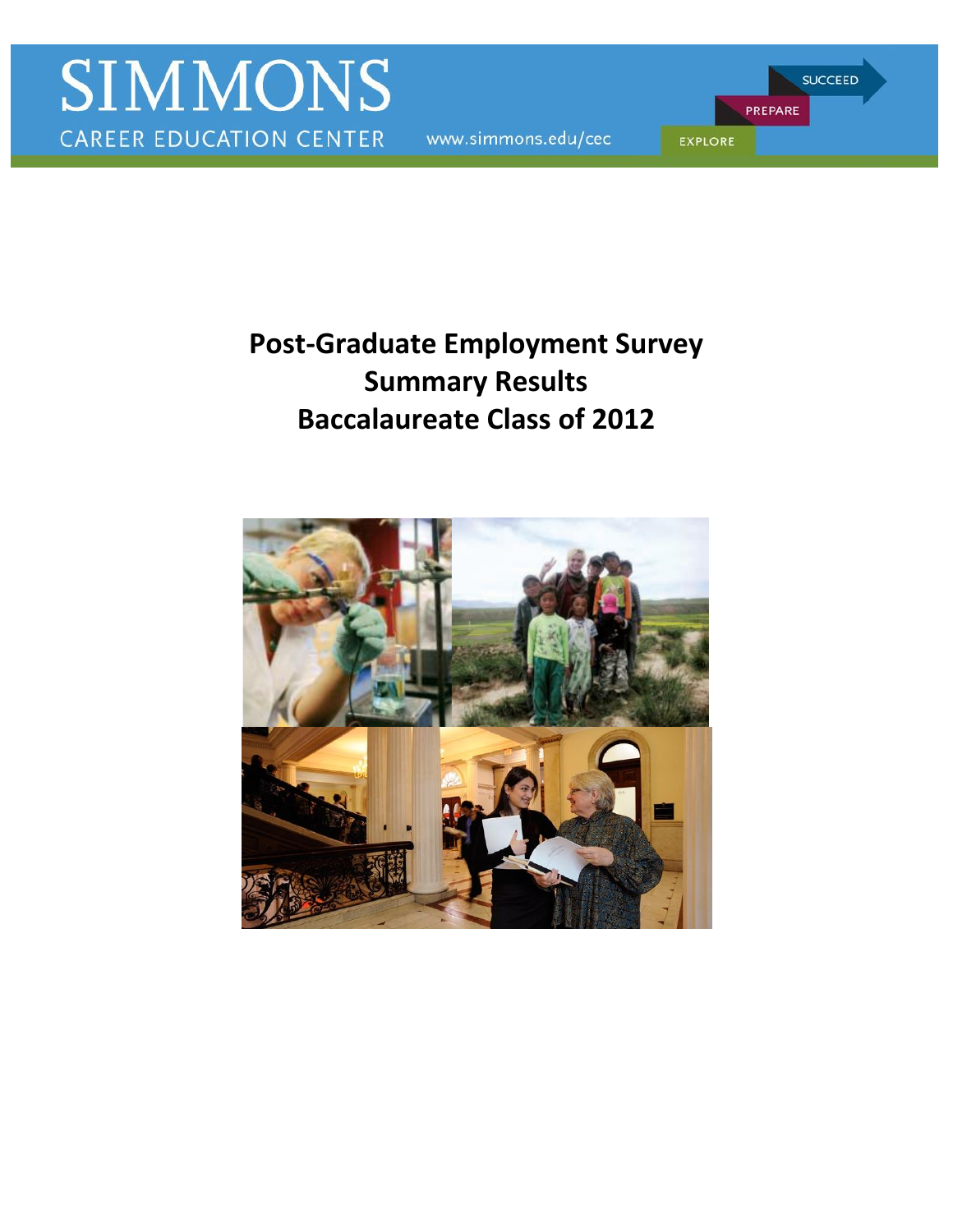SIMMONS

CAREER EDUCATION CENTER

www.simmons.edu/cec

SUCCEED

PREPARE

EXPLORE

# Post-Graduate Employment Survey
# Summary Results
# Baccalaureate Class of 2012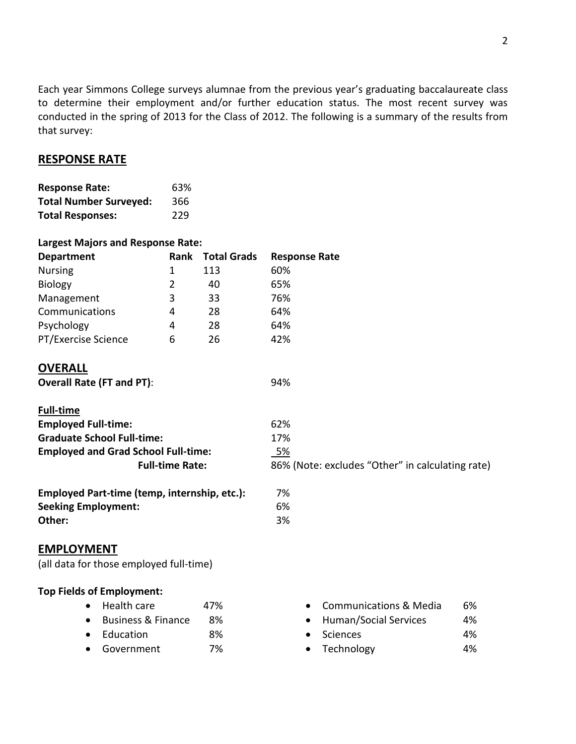Each year Simmons College surveys alumnae from the previous year's graduating baccalaureate class to determine their employment and/or further education status. The most recent survey was conducted in the spring of 2013 for the Class of 2012. The following is a summary of the results from that survey:

## RESPONSE RATE

| | |
|---|---|
| **Response Rate:** | 63% |
| **Total Number Surveyed:** | 366 |
| **Total Responses:** | 229 |

**Largest Majors and Response Rate:**

| Department | Rank | Total Grads | Response Rate |
|---|---|---|---|
| Nursing | 1 | 113 | 60% |
| Biology | 2 | 40 | 65% |
| Management | 3 | 33 | 76% |
| Communications | 4 | 28 | 64% |
| Psychology | 4 | 28 | 64% |
| PT/Exercise Science | 6 | 26 | 42% |

## OVERALL

**Overall Rate (FT and PT)**: 94%

**Full-time**

| | |
|---|---|
| **Employed Full-time:** | 62% |
| **Graduate School Full-time:** | 17% |
| **Employed and Grad School Full-time:** | 5% |
| **Full-time Rate:** | 86% (Note: excludes "Other" in calculating rate) |

| | |
|---|---|
| **Employed Part-time (temp, internship, etc.):** | 7% |
| **Seeking Employment:** | 6% |
| **Other:** | 3% |

## EMPLOYMENT

(all data for those employed full-time)

**Top Fields of Employment:**

- Health care 47%
- Business & Finance 8%
- Education 8%
- Government 7%
- Communications & Media 6%
- Human/Social Services 4%
- Sciences 4%
- Technology 4%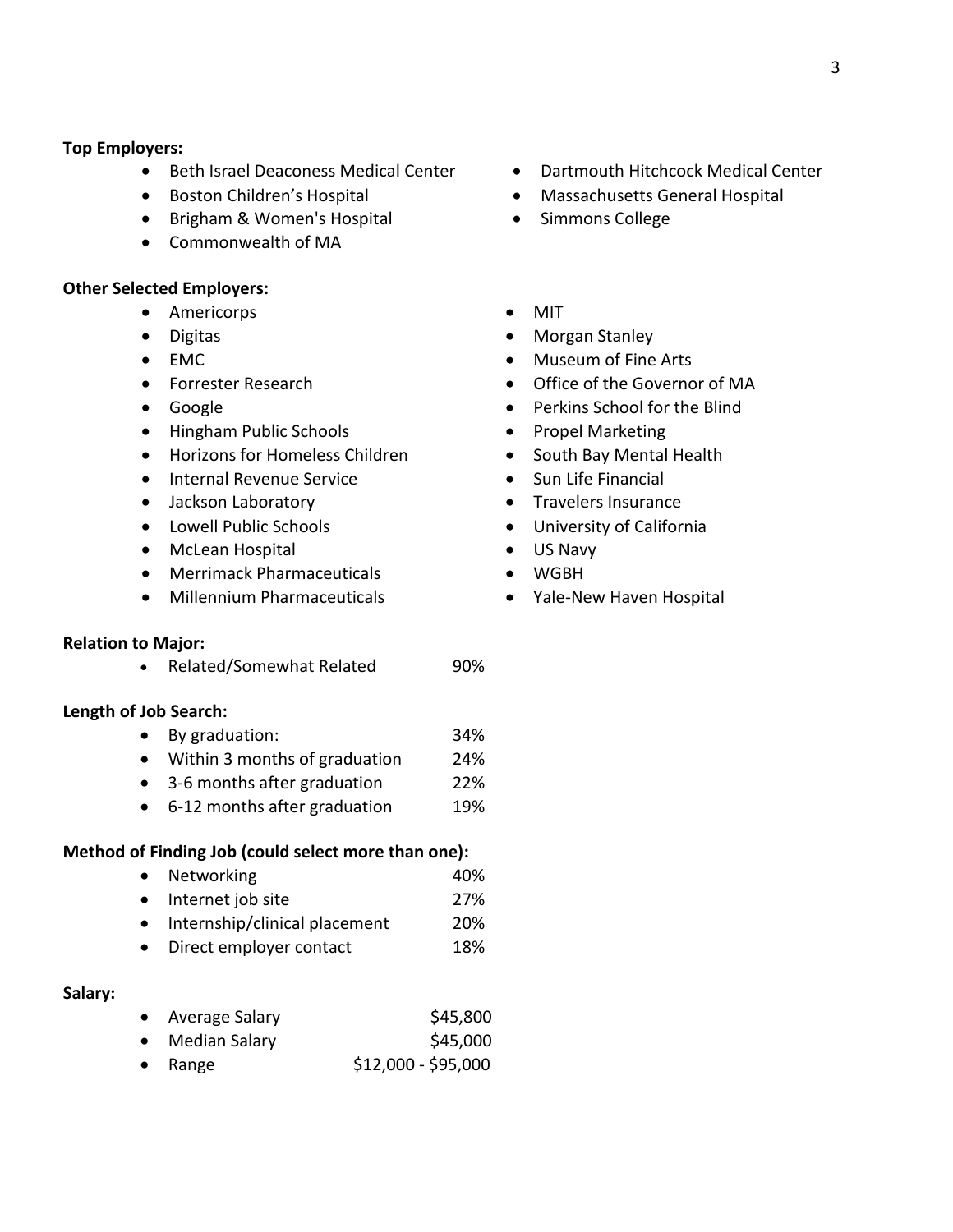**Top Employers:**

- Beth Israel Deaconess Medical Center
- Boston Children's Hospital
- Brigham & Women's Hospital
- Commonwealth of MA
- Dartmouth Hitchcock Medical Center
- Massachusetts General Hospital
- Simmons College

**Other Selected Employers:**

- Americorps
- Digitas
- EMC
- Forrester Research
- Google
- Hingham Public Schools
- Horizons for Homeless Children
- Internal Revenue Service
- Jackson Laboratory
- Lowell Public Schools
- McLean Hospital
- Merrimack Pharmaceuticals
- Millennium Pharmaceuticals
- MIT
- Morgan Stanley
- Museum of Fine Arts
- Office of the Governor of MA
- Perkins School for the Blind
- Propel Marketing
- South Bay Mental Health
- Sun Life Financial
- Travelers Insurance
- University of California
- US Navy
- WGBH
- Yale-New Haven Hospital

**Relation to Major:**

- Related/Somewhat Related 90%

**Length of Job Search:**

- By graduation: 34%
- Within 3 months of graduation 24%
- 3-6 months after graduation 22%
- 6-12 months after graduation 19%

**Method of Finding Job (could select more than one):**

- Networking 40%
- Internet job site 27%
- Internship/clinical placement 20%
- Direct employer contact 18%

**Salary:**

- Average Salary $45,800
- Median Salary $45,000
- Range $12,000 - $95,000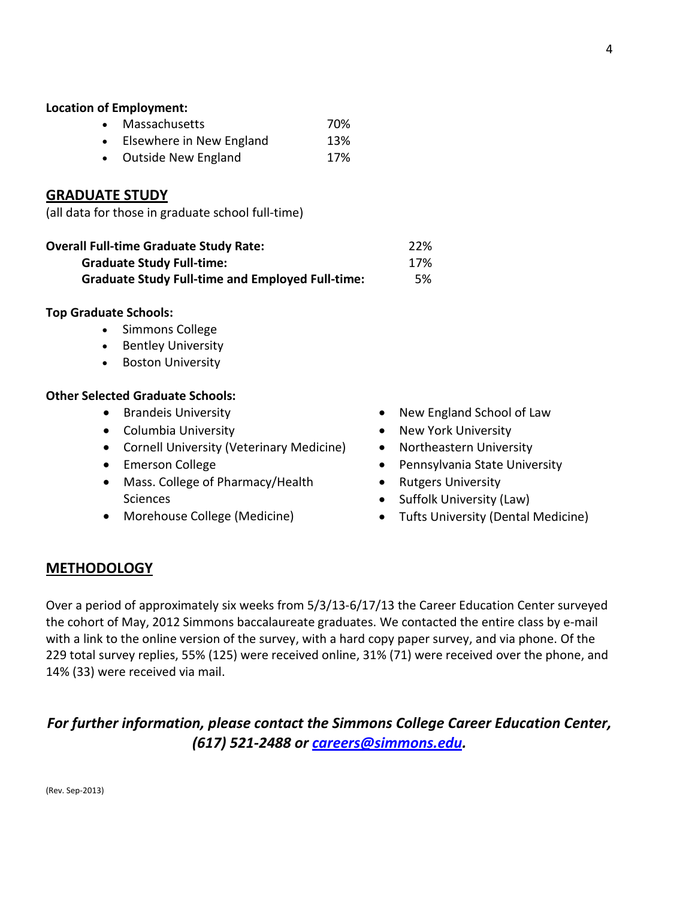**Location of Employment:**

- Massachusetts 70%
- Elsewhere in New England 13%
- Outside New England 17%

## GRADUATE STUDY

(all data for those in graduate school full-time)

| | |
|---|---|
| **Overall Full-time Graduate Study Rate:** | 22% |
| **Graduate Study Full-time:** | 17% |
| **Graduate Study Full-time and Employed Full-time:** | 5% |

**Top Graduate Schools:**

- Simmons College
- Bentley University
- Boston University

**Other Selected Graduate Schools:**

- Brandeis University
- Columbia University
- Cornell University (Veterinary Medicine)
- Emerson College
- Mass. College of Pharmacy/Health Sciences
- Morehouse College (Medicine)
- New England School of Law
- New York University
- Northeastern University
- Pennsylvania State University
- Rutgers University
- Suffolk University (Law)
- Tufts University (Dental Medicine)

## METHODOLOGY

Over a period of approximately six weeks from 5/3/13-6/17/13 the Career Education Center surveyed the cohort of May, 2012 Simmons baccalaureate graduates. We contacted the entire class by e-mail with a link to the online version of the survey, with a hard copy paper survey, and via phone. Of the 229 total survey replies, 55% (125) were received online, 31% (71) were received over the phone, and 14% (33) were received via mail.

***For further information, please contact the Simmons College Career Education Center, (617) 521-2488 or careers@simmons.edu.***

(Rev. Sep-2013)